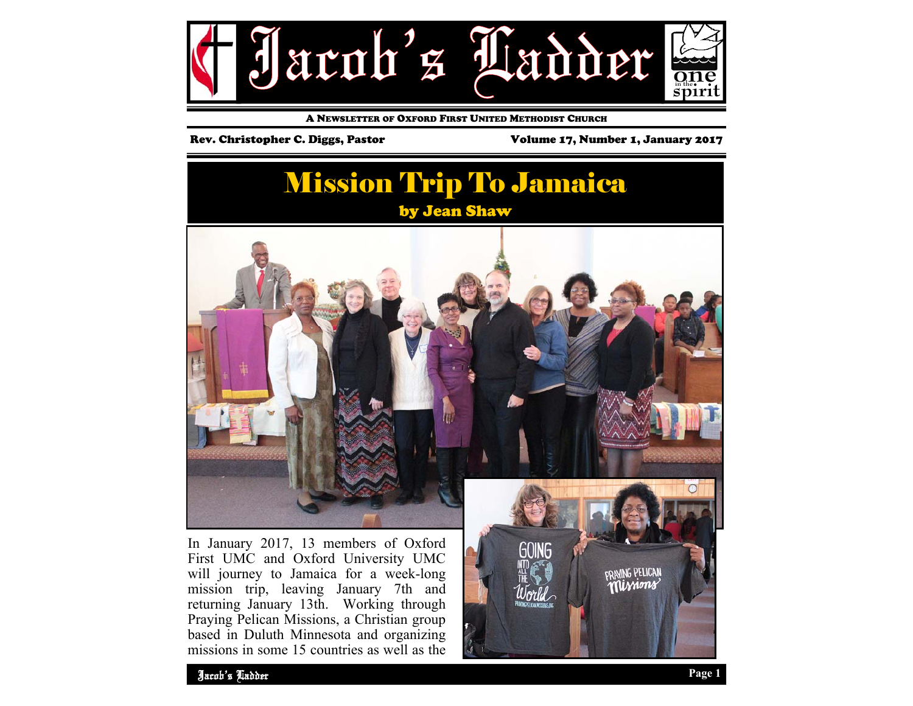# Jacob's Ladder

A Newsletter of Oxford First United Methodist Church

Rev. Christopher C. Diggs, Pastor

Volume 17, Number 1, January 2017

## Mission Trip To Jamaica

**by Jean Shaw**

In January 2017, 13 members of Oxford First UMC and Oxford University UMC will journey to Jamaica for a week-long mission trip, leaving January 7th and returning January 13th. Working through Praying Pelican Missions, a Christian group based in Duluth Minnesota and organizing missions in some 15 countries as well as the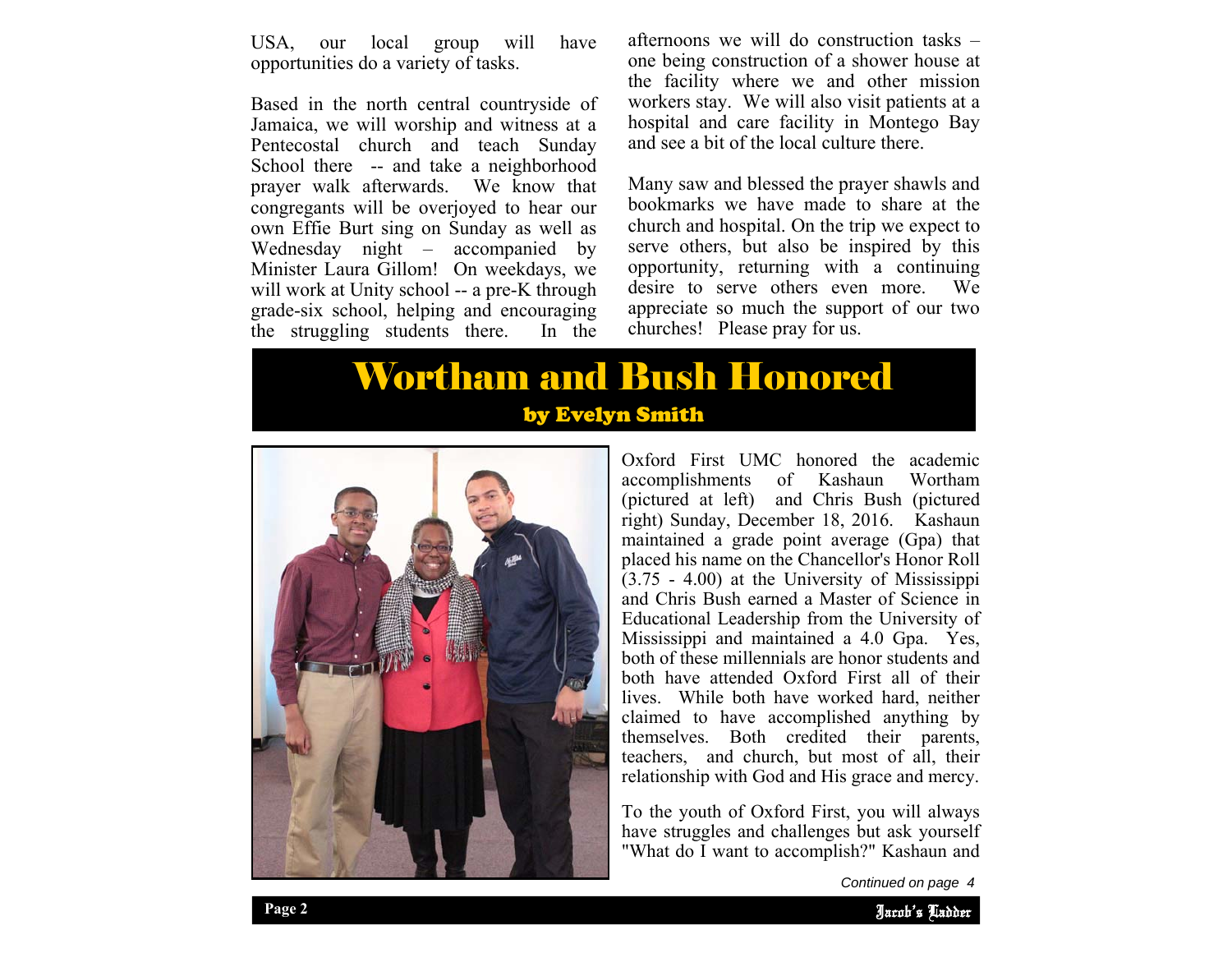USA, our local group will have opportunities do a variety of tasks.

Based in the north central countryside of Jamaica, we will worship and witness at a Pentecostal church and teach Sunday School there -- and take a neighborhood prayer walk afterwards. We know that congregants will be overjoyed to hear our own Effie Burt sing on Sunday as well as Wednesday night – accompanied by Minister Laura Gillom! On weekdays, we will work at Unity school -- a pre-K through grade-six school, helping and encouraging the struggling students there. In the afternoons we will do construction tasks – one being construction of a shower house at the facility where we and other mission workers stay. We will also visit patients at a hospital and care facility in Montego Bay and see a bit of the local culture there.

Many saw and blessed the prayer shawls and bookmarks we have made to share at the church and hospital. On the trip we expect to serve others, but also be inspired by this opportunity, returning with a continuing desire to serve others even more. We appreciate so much the support of our two churches! Please pray for us.

# Wortham and Bush Honored

**by Evelyn Smith**

Oxford First UMC honored the academic accomplishments of Kashaun Wortham (pictured at left) and Chris Bush (pictured right) Sunday, December 18, 2016. Kashaun maintained a grade point average (Gpa) that placed his name on the Chancellor's Honor Roll (3.75 - 4.00) at the University of Mississippi and Chris Bush earned a Master of Science in Educational Leadership from the University of Mississippi and maintained a 4.0 Gpa. Yes, both of these millennials are honor students and both have attended Oxford First all of their lives. While both have worked hard, neither claimed to have accomplished anything by themselves. Both credited their parents, teachers, and church, but most of all, their relationship with God and His grace and mercy.

To the youth of Oxford First, you will always have struggles and challenges but ask yourself "What do I want to accomplish?" Kashaun and

*Continued on page 4*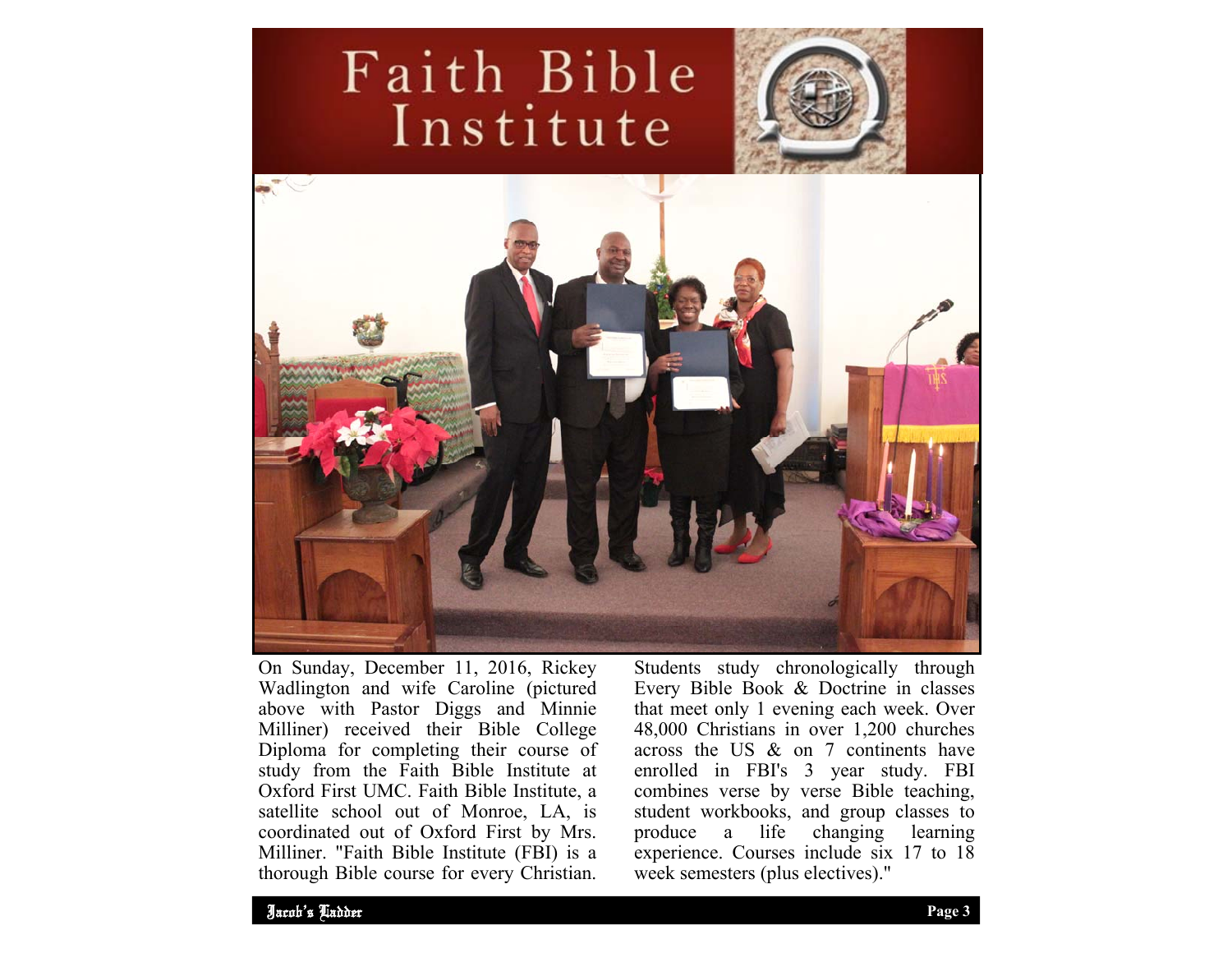# Faith Bible Institute

On Sunday, December 11, 2016, Rickey Wadlington and wife Caroline (pictured above with Pastor Diggs and Minnie Milliner) received their Bible College Diploma for completing their course of study from the Faith Bible Institute at Oxford First UMC. Faith Bible Institute, a satellite school out of Monroe, LA, is coordinated out of Oxford First by Mrs. Milliner. "Faith Bible Institute (FBI) is a thorough Bible course for every Christian. Students study chronologically through Every Bible Book & Doctrine in classes that meet only 1 evening each week. Over 48,000 Christians in over 1,200 churches across the US & on 7 continents have enrolled in FBI's 3 year study. FBI combines verse by verse Bible teaching, student workbooks, and group classes to produce a life changing learning experience. Courses include six 17 to 18 week semesters (plus electives)."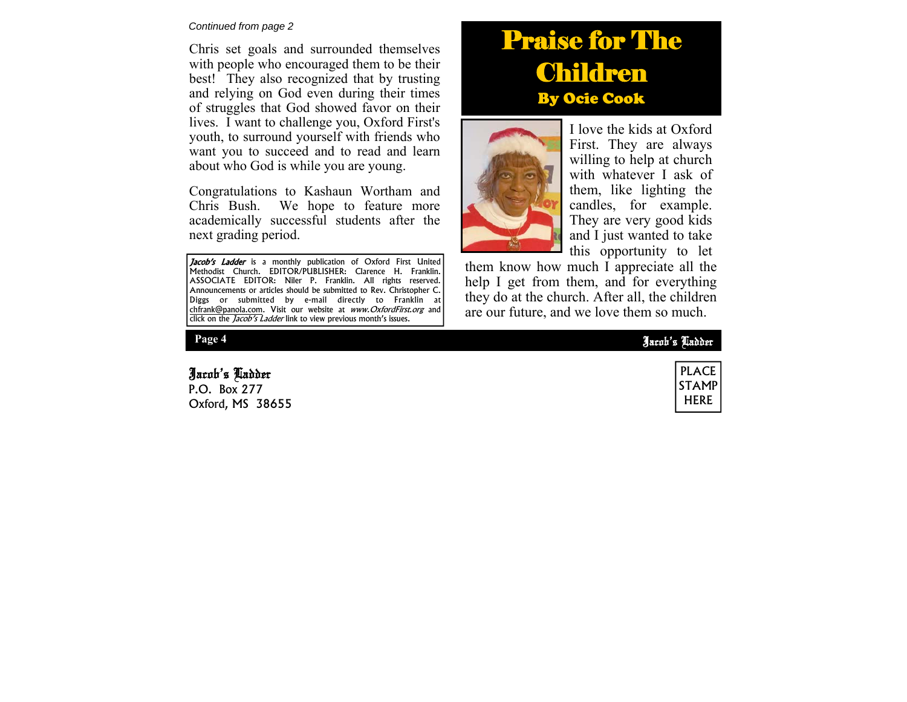*Continued from page 2*

Chris set goals and surrounded themselves with people who encouraged them to be their best! They also recognized that by trusting and relying on God even during their times of struggles that God showed favor on their lives. I want to challenge you, Oxford First's youth, to surround yourself with friends who want you to succeed and to read and learn about who God is while you are young.

Congratulations to Kashaun Wortham and Chris Bush. We hope to feature more academically successful students after the next grading period.

*Jacob's Ladder* is a monthly publication of Oxford First United Methodist Church. EDITOR/PUBLISHER: Clarence H. Franklin. ASSOCIATE EDITOR: Niler P. Franklin. All rights reserved. Announcements or articles should be submitted to Rev. Christopher C. Diggs or submitted by e-mail directly to Franklin at chfrank@panola.com. Visit our website at *www.OxfordFirst.org* and click on the *Jacob's Ladder* link to view previous month's issues.

# Praise for The Children

## By Ocie Cook

I love the kids at Oxford First. They are always willing to help at church with whatever I ask of them, like lighting the candles, for example. They are very good kids and I just wanted to take this opportunity to let them know how much I appreciate all the help I get from them, and for everything they do at the church. After all, the children are our future, and we love them so much.

Jacob's Ladder
P.O. Box 277
Oxford, MS 38655

PLACE STAMP HERE